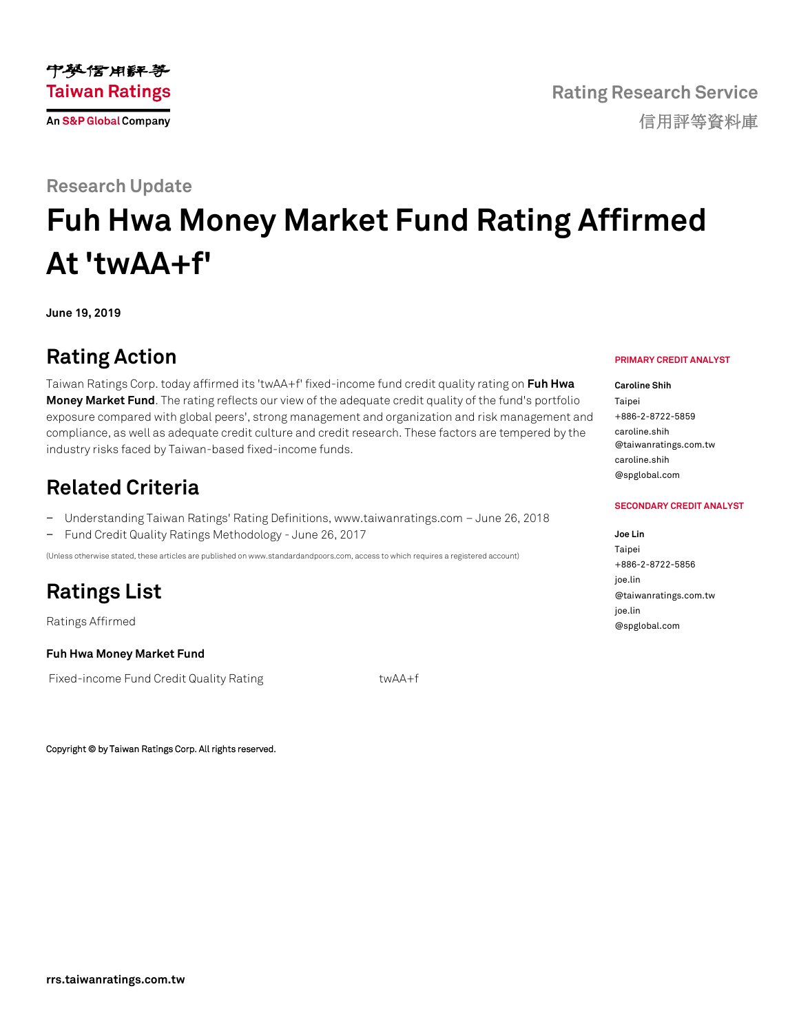中華信用評等
Taiwan Ratings
An S&P Global Company

Rating Research Service
信用評等資料庫

Research Update

# Fuh Hwa Money Market Fund Rating Affirmed At 'twAA+f'

**June 19, 2019**

## Rating Action

Taiwan Ratings Corp. today affirmed its 'twAA+f' fixed-income fund credit quality rating on **Fuh Hwa Money Market Fund**. The rating reflects our view of the adequate credit quality of the fund's portfolio exposure compared with global peers', strong management and organization and risk management and compliance, as well as adequate credit culture and credit research. These factors are tempered by the industry risks faced by Taiwan-based fixed-income funds.

## Related Criteria

- Understanding Taiwan Ratings' Rating Definitions, www.taiwanratings.com – June 26, 2018
- Fund Credit Quality Ratings Methodology - June 26, 2017

(Unless otherwise stated, these articles are published on www.standardandpoors.com, access to which requires a registered account)

## Ratings List

Ratings Affirmed

**Fuh Hwa Money Market Fund**

| Fixed-income Fund Credit Quality Rating | twAA+f |
| --- | --- |

**PRIMARY CREDIT ANALYST**

**Caroline Shih**
Taipei
+886-2-8722-5859
caroline.shih@taiwanratings.com.tw
caroline.shih@spglobal.com

**SECONDARY CREDIT ANALYST**

**Joe Lin**
Taipei
+886-2-8722-5856
joe.lin@taiwanratings.com.tw
joe.lin@spglobal.com

Copyright © by Taiwan Ratings Corp. All rights reserved.

rrs.taiwanratings.com.tw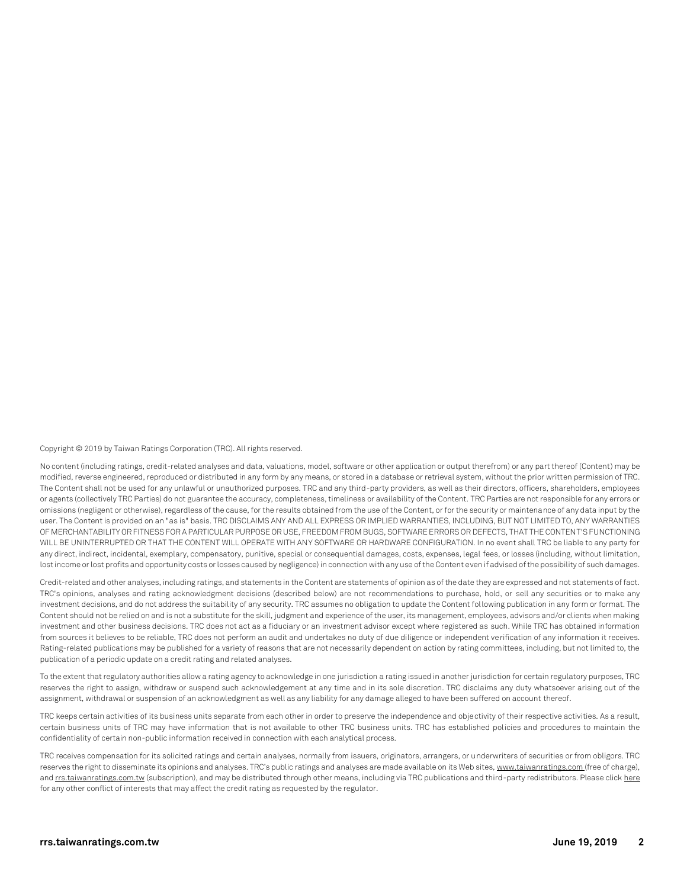Copyright © 2019 by Taiwan Ratings Corporation (TRC). All rights reserved.

No content (including ratings, credit-related analyses and data, valuations, model, software or other application or output therefrom) or any part thereof (Content) may be modified, reverse engineered, reproduced or distributed in any form by any means, or stored in a database or retrieval system, without the prior written permission of TRC. The Content shall not be used for any unlawful or unauthorized purposes. TRC and any third-party providers, as well as their directors, officers, shareholders, employees or agents (collectively TRC Parties) do not guarantee the accuracy, completeness, timeliness or availability of the Content. TRC Parties are not responsible for any errors or omissions (negligent or otherwise), regardless of the cause, for the results obtained from the use of the Content, or for the security or maintenance of any data input by the user. The Content is provided on an "as is" basis. TRC DISCLAIMS ANY AND ALL EXPRESS OR IMPLIED WARRANTIES, INCLUDING, BUT NOT LIMITED TO, ANY WARRANTIES OF MERCHANTABILITY OR FITNESS FOR A PARTICULAR PURPOSE OR USE, FREEDOM FROM BUGS, SOFTWARE ERRORS OR DEFECTS, THAT THE CONTENT'S FUNCTIONING WILL BE UNINTERRUPTED OR THAT THE CONTENT WILL OPERATE WITH ANY SOFTWARE OR HARDWARE CONFIGURATION. In no event shall TRC be liable to any party for any direct, indirect, incidental, exemplary, compensatory, punitive, special or consequential damages, costs, expenses, legal fees, or losses (including, without limitation, lost income or lost profits and opportunity costs or losses caused by negligence) in connection with any use of the Content even if advised of the possibility of such damages.

Credit-related and other analyses, including ratings, and statements in the Content are statements of opinion as of the date they are expressed and not statements of fact. TRC's opinions, analyses and rating acknowledgment decisions (described below) are not recommendations to purchase, hold, or sell any securities or to make any investment decisions, and do not address the suitability of any security. TRC assumes no obligation to update the Content following publication in any form or format. The Content should not be relied on and is not a substitute for the skill, judgment and experience of the user, its management, employees, advisors and/or clients when making investment and other business decisions. TRC does not act as a fiduciary or an investment advisor except where registered as such. While TRC has obtained information from sources it believes to be reliable, TRC does not perform an audit and undertakes no duty of due diligence or independent verification of any information it receives. Rating-related publications may be published for a variety of reasons that are not necessarily dependent on action by rating committees, including, but not limited to, the publication of a periodic update on a credit rating and related analyses.

To the extent that regulatory authorities allow a rating agency to acknowledge in one jurisdiction a rating issued in another jurisdiction for certain regulatory purposes, TRC reserves the right to assign, withdraw or suspend such acknowledgement at any time and in its sole discretion. TRC disclaims any duty whatsoever arising out of the assignment, withdrawal or suspension of an acknowledgment as well as any liability for any damage alleged to have been suffered on account thereof.

TRC keeps certain activities of its business units separate from each other in order to preserve the independence and objectivity of their respective activities. As a result, certain business units of TRC may have information that is not available to other TRC business units. TRC has established policies and procedures to maintain the confidentiality of certain non-public information received in connection with each analytical process.

TRC receives compensation for its solicited ratings and certain analyses, normally from issuers, originators, arrangers, or underwriters of securities or from obligors. TRC reserves the right to disseminate its opinions and analyses. TRC's public ratings and analyses are made available on its Web sites, www.taiwanratings.com (free of charge), and rrs.taiwanratings.com.tw (subscription), and may be distributed through other means, including via TRC publications and third-party redistributors. Please click here for any other conflict of interests that may affect the credit rating as requested by the regulator.